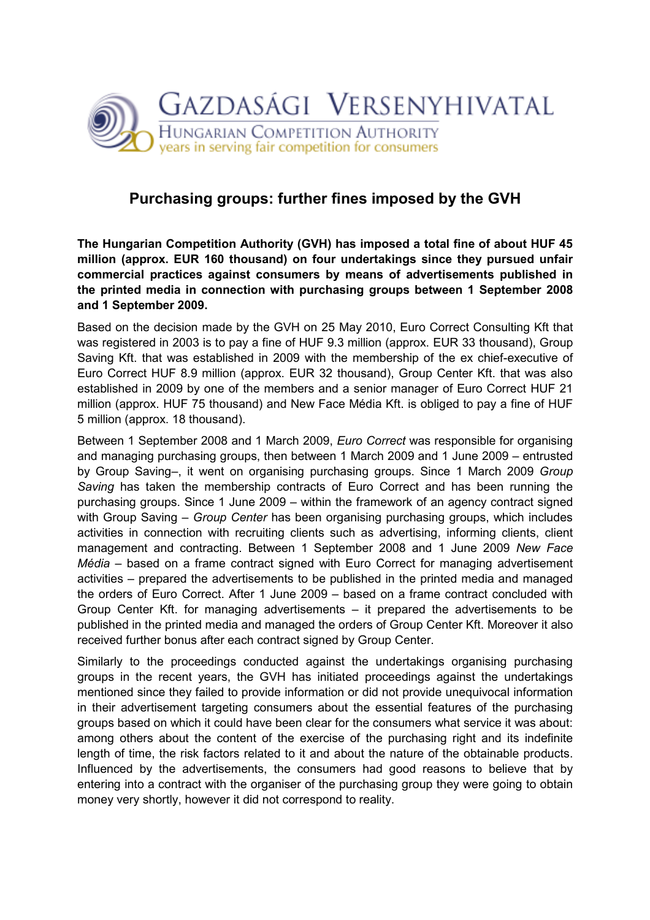GAZDASÁGI VERSENYHIVATAL
HUNGARIAN COMPETITION AUTHORITY
years in serving fair competition for consumers

# Purchasing groups: further fines imposed by the GVH

**The Hungarian Competition Authority (GVH) has imposed a total fine of about HUF 45 million (approx. EUR 160 thousand) on four undertakings since they pursued unfair commercial practices against consumers by means of advertisements published in the printed media in connection with purchasing groups between 1 September 2008 and 1 September 2009.**

Based on the decision made by the GVH on 25 May 2010, Euro Correct Consulting Kft that was registered in 2003 is to pay a fine of HUF 9.3 million (approx. EUR 33 thousand), Group Saving Kft. that was established in 2009 with the membership of the ex chief-executive of Euro Correct HUF 8.9 million (approx. EUR 32 thousand), Group Center Kft. that was also established in 2009 by one of the members and a senior manager of Euro Correct HUF 21 million (approx. HUF 75 thousand) and New Face Média Kft. is obliged to pay a fine of HUF 5 million (approx. 18 thousand).

Between 1 September 2008 and 1 March 2009, *Euro Correct* was responsible for organising and managing purchasing groups, then between 1 March 2009 and 1 June 2009 – entrusted by Group Saving–, it went on organising purchasing groups. Since 1 March 2009 *Group Saving* has taken the membership contracts of Euro Correct and has been running the purchasing groups. Since 1 June 2009 – within the framework of an agency contract signed with Group Saving – *Group Center* has been organising purchasing groups, which includes activities in connection with recruiting clients such as advertising, informing clients, client management and contracting. Between 1 September 2008 and 1 June 2009 *New Face Média* – based on a frame contract signed with Euro Correct for managing advertisement activities – prepared the advertisements to be published in the printed media and managed the orders of Euro Correct. After 1 June 2009 – based on a frame contract concluded with Group Center Kft. for managing advertisements – it prepared the advertisements to be published in the printed media and managed the orders of Group Center Kft. Moreover it also received further bonus after each contract signed by Group Center.

Similarly to the proceedings conducted against the undertakings organising purchasing groups in the recent years, the GVH has initiated proceedings against the undertakings mentioned since they failed to provide information or did not provide unequivocal information in their advertisement targeting consumers about the essential features of the purchasing groups based on which it could have been clear for the consumers what service it was about: among others about the content of the exercise of the purchasing right and its indefinite length of time, the risk factors related to it and about the nature of the obtainable products. Influenced by the advertisements, the consumers had good reasons to believe that by entering into a contract with the organiser of the purchasing group they were going to obtain money very shortly, however it did not correspond to reality.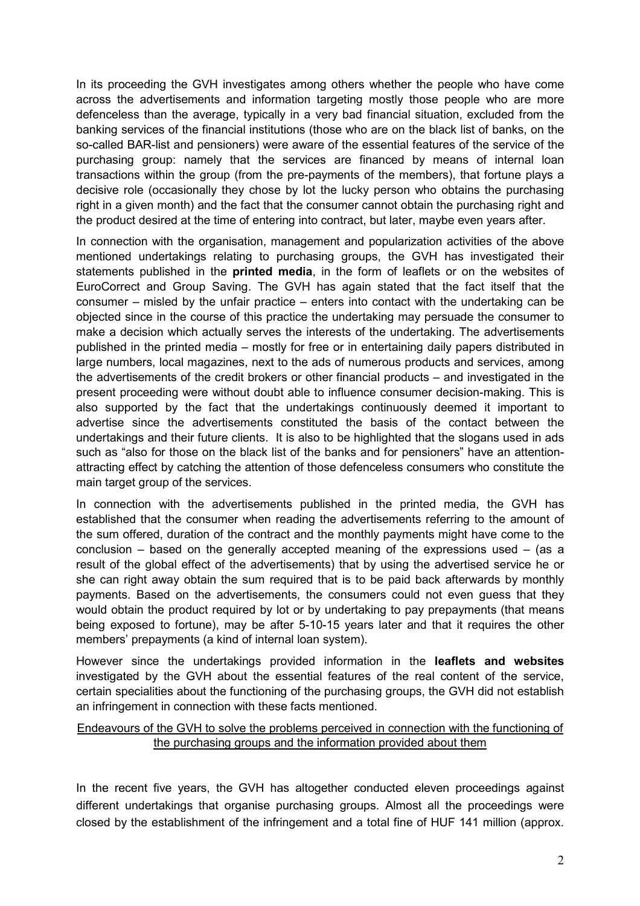In its proceeding the GVH investigates among others whether the people who have come across the advertisements and information targeting mostly those people who are more defenceless than the average, typically in a very bad financial situation, excluded from the banking services of the financial institutions (those who are on the black list of banks, on the so-called BAR-list and pensioners) were aware of the essential features of the service of the purchasing group: namely that the services are financed by means of internal loan transactions within the group (from the pre-payments of the members), that fortune plays a decisive role (occasionally they chose by lot the lucky person who obtains the purchasing right in a given month) and the fact that the consumer cannot obtain the purchasing right and the product desired at the time of entering into contract, but later, maybe even years after.

In connection with the organisation, management and popularization activities of the above mentioned undertakings relating to purchasing groups, the GVH has investigated their statements published in the **printed media**, in the form of leaflets or on the websites of EuroCorrect and Group Saving. The GVH has again stated that the fact itself that the consumer – misled by the unfair practice – enters into contact with the undertaking can be objected since in the course of this practice the undertaking may persuade the consumer to make a decision which actually serves the interests of the undertaking. The advertisements published in the printed media – mostly for free or in entertaining daily papers distributed in large numbers, local magazines, next to the ads of numerous products and services, among the advertisements of the credit brokers or other financial products – and investigated in the present proceeding were without doubt able to influence consumer decision-making. This is also supported by the fact that the undertakings continuously deemed it important to advertise since the advertisements constituted the basis of the contact between the undertakings and their future clients. It is also to be highlighted that the slogans used in ads such as "also for those on the black list of the banks and for pensioners" have an attention-attracting effect by catching the attention of those defenceless consumers who constitute the main target group of the services.

In connection with the advertisements published in the printed media, the GVH has established that the consumer when reading the advertisements referring to the amount of the sum offered, duration of the contract and the monthly payments might have come to the conclusion – based on the generally accepted meaning of the expressions used – (as a result of the global effect of the advertisements) that by using the advertised service he or she can right away obtain the sum required that is to be paid back afterwards by monthly payments. Based on the advertisements, the consumers could not even guess that they would obtain the product required by lot or by undertaking to pay prepayments (that means being exposed to fortune), may be after 5-10-15 years later and that it requires the other members' prepayments (a kind of internal loan system).

However since the undertakings provided information in the **leaflets and websites** investigated by the GVH about the essential features of the real content of the service, certain specialities about the functioning of the purchasing groups, the GVH did not establish an infringement in connection with these facts mentioned.

<u>Endeavours of the GVH to solve the problems perceived in connection with the functioning of the purchasing groups and the information provided about them</u>

In the recent five years, the GVH has altogether conducted eleven proceedings against different undertakings that organise purchasing groups. Almost all the proceedings were closed by the establishment of the infringement and a total fine of HUF 141 million (approx.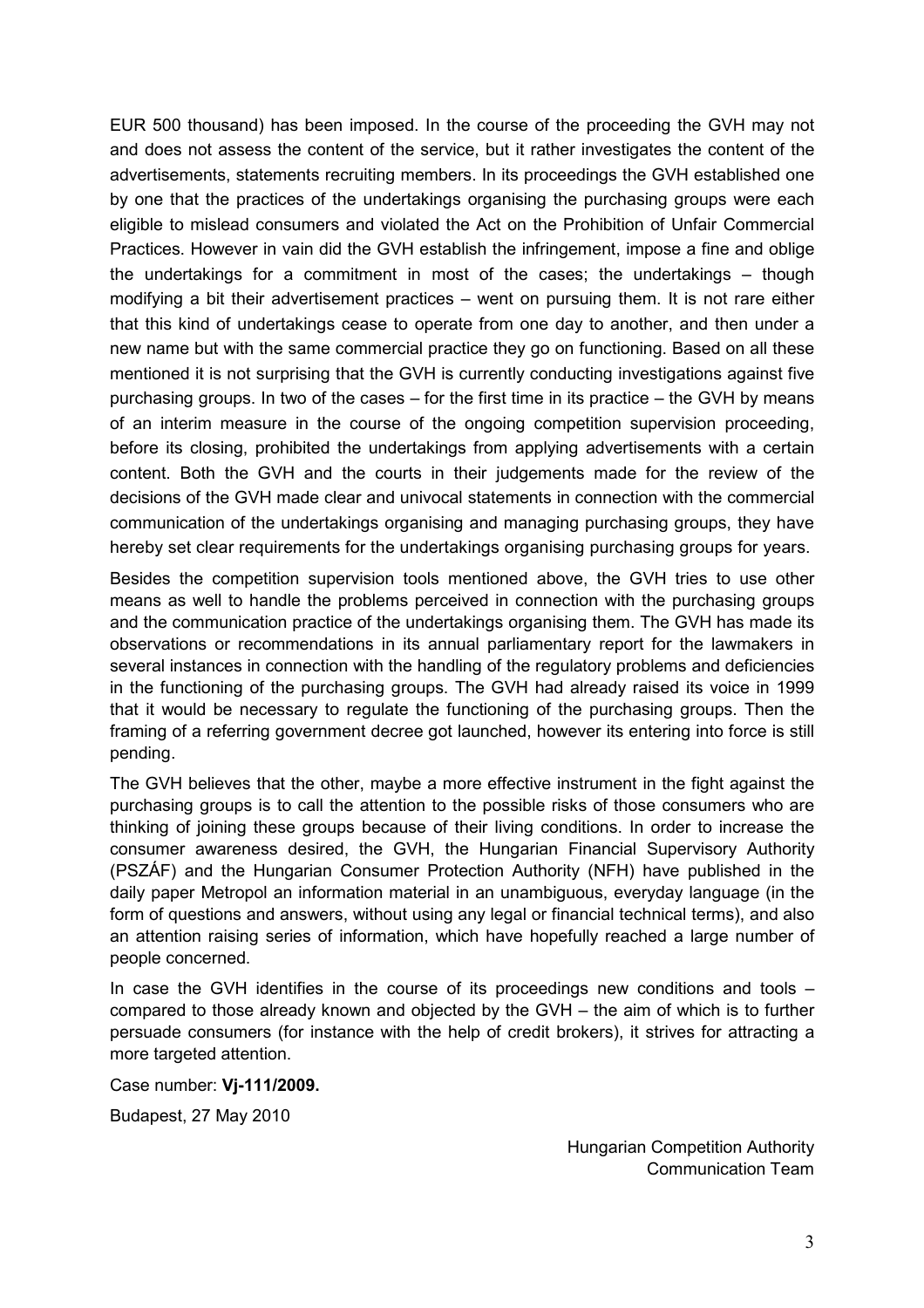EUR 500 thousand) has been imposed. In the course of the proceeding the GVH may not and does not assess the content of the service, but it rather investigates the content of the advertisements, statements recruiting members. In its proceedings the GVH established one by one that the practices of the undertakings organising the purchasing groups were each eligible to mislead consumers and violated the Act on the Prohibition of Unfair Commercial Practices. However in vain did the GVH establish the infringement, impose a fine and oblige the undertakings for a commitment in most of the cases; the undertakings – though modifying a bit their advertisement practices – went on pursuing them. It is not rare either that this kind of undertakings cease to operate from one day to another, and then under a new name but with the same commercial practice they go on functioning. Based on all these mentioned it is not surprising that the GVH is currently conducting investigations against five purchasing groups. In two of the cases – for the first time in its practice – the GVH by means of an interim measure in the course of the ongoing competition supervision proceeding, before its closing, prohibited the undertakings from applying advertisements with a certain content. Both the GVH and the courts in their judgements made for the review of the decisions of the GVH made clear and univocal statements in connection with the commercial communication of the undertakings organising and managing purchasing groups, they have hereby set clear requirements for the undertakings organising purchasing groups for years.

Besides the competition supervision tools mentioned above, the GVH tries to use other means as well to handle the problems perceived in connection with the purchasing groups and the communication practice of the undertakings organising them. The GVH has made its observations or recommendations in its annual parliamentary report for the lawmakers in several instances in connection with the handling of the regulatory problems and deficiencies in the functioning of the purchasing groups. The GVH had already raised its voice in 1999 that it would be necessary to regulate the functioning of the purchasing groups. Then the framing of a referring government decree got launched, however its entering into force is still pending.

The GVH believes that the other, maybe a more effective instrument in the fight against the purchasing groups is to call the attention to the possible risks of those consumers who are thinking of joining these groups because of their living conditions. In order to increase the consumer awareness desired, the GVH, the Hungarian Financial Supervisory Authority (PSZÁF) and the Hungarian Consumer Protection Authority (NFH) have published in the daily paper Metropol an information material in an unambiguous, everyday language (in the form of questions and answers, without using any legal or financial technical terms), and also an attention raising series of information, which have hopefully reached a large number of people concerned.

In case the GVH identifies in the course of its proceedings new conditions and tools – compared to those already known and objected by the GVH – the aim of which is to further persuade consumers (for instance with the help of credit brokers), it strives for attracting a more targeted attention.

Case number: **Vj-111/2009.**

Budapest, 27 May 2010

Hungarian Competition Authority
Communication Team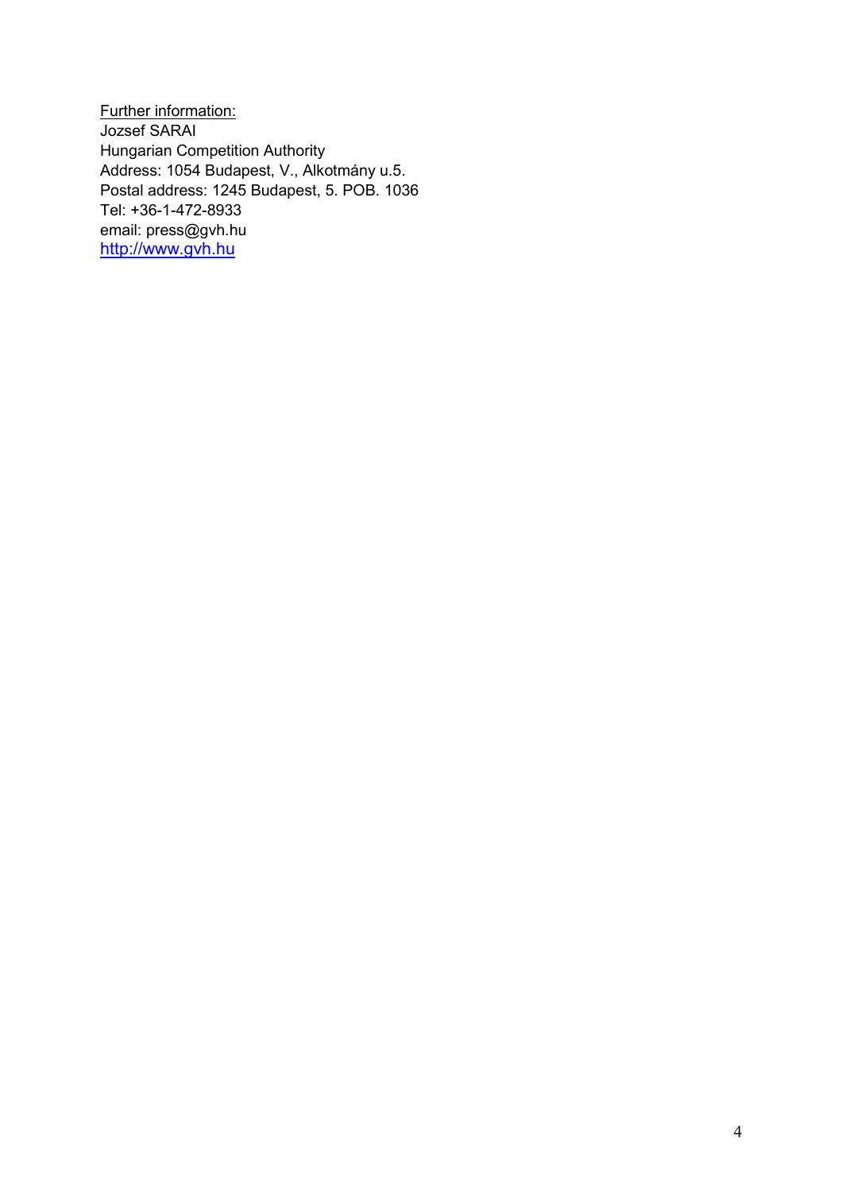Further information:
Jozsef SARAI
Hungarian Competition Authority
Address: 1054 Budapest, V., Alkotmány u.5.
Postal address: 1245 Budapest, 5. POB. 1036
Tel: +36-1-472-8933
email: press@gvh.hu
http://www.gvh.hu